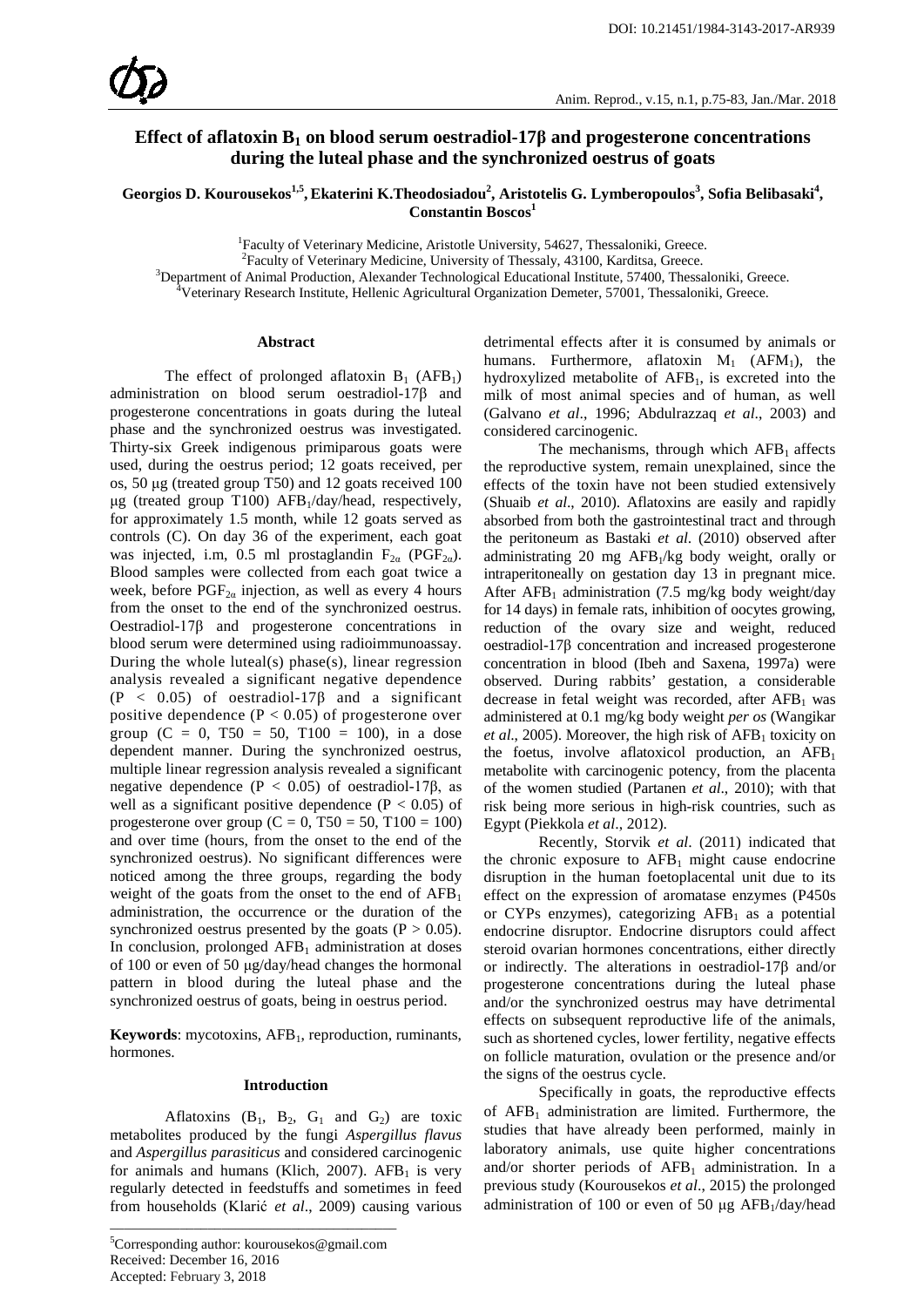# Effect of aflatoxin $B_1$ on blood serum oestradiol-17β and progesterone concentrations during the luteal phase and the synchronized oestrus of goats

**Georgios D. Kourousekos[1,5], Ekaterini K.Theodosiadou[2], Aristotelis G. Lymberopoulos[3], Sofia Belibasaki[4], Constantin Boscos[1]**

[1]Faculty of Veterinary Medicine, Aristotle University, 54627, Thessaloniki, Greece.
[2]Faculty of Veterinary Medicine, University of Thessaly, 43100, Karditsa, Greece.
[3]Department of Animal Production, Alexander Technological Educational Institute, 57400, Thessaloniki, Greece.
[4]Veterinary Research Institute, Hellenic Agricultural Organization Demeter, 57001, Thessaloniki, Greece.

## Abstract

The effect of prolonged aflatoxin $B_1$ ($AFB_1$) administration on blood serum oestradiol-17β and progesterone concentrations in goats during the luteal phase and the synchronized oestrus was investigated. Thirty-six Greek indigenous primiparous goats were used, during the oestrus period; 12 goats received, per os, 50 μg (treated group T50) and 12 goats received 100 μg (treated group T100) $AFB_1$/day/head, respectively, for approximately 1.5 month, while 12 goats served as controls (C). On day 36 of the experiment, each goat was injected, i.m, 0.5 ml prostaglandin $F_{2\alpha}$ ($PGF_{2\alpha}$). Blood samples were collected from each goat twice a week, before $PGF_{2\alpha}$ injection, as well as every 4 hours from the onset to the end of the synchronized oestrus. Oestradiol-17β and progesterone concentrations in blood serum were determined using radioimmunoassay. During the whole luteal(s) phase(s), linear regression analysis revealed a significant negative dependence ($P < 0.05$) of oestradiol-17β and a significant positive dependence ($P < 0.05$) of progesterone over group (C = 0, T50 = 50, T100 = 100), in a dose dependent manner. During the synchronized oestrus, multiple linear regression analysis revealed a significant negative dependence ($P < 0.05$) of oestradiol-17β, as well as a significant positive dependence ($P < 0.05$) of progesterone over group (C = 0, T50 = 50, T100 = 100) and over time (hours, from the onset to the end of the synchronized oestrus). No significant differences were noticed among the three groups, regarding the body weight of the goats from the onset to the end of $AFB_1$ administration, the occurrence or the duration of the synchronized oestrus presented by the goats ($P > 0.05$). In conclusion, prolonged $AFB_1$ administration at doses of 100 or even of 50 μg/day/head changes the hormonal pattern in blood during the luteal phase and the synchronized oestrus of goats, being in oestrus period.

**Keywords**: mycotoxins, $AFB_1$, reproduction, ruminants, hormones.

## Introduction

Aflatoxins ($B_1$, $B_2$, $G_1$ and $G_2$) are toxic metabolites produced by the fungi *Aspergillus flavus* and *Aspergillus parasiticus* and considered carcinogenic for animals and humans (Klich, 2007). $AFB_1$ is very regularly detected in feedstuffs and sometimes in feed from households (Klarić *et al*., 2009) causing various detrimental effects after it is consumed by animals or humans. Furthermore, aflatoxin $M_1$ ($AFM_1$), the hydroxylized metabolite of $AFB_1$, is excreted into the milk of most animal species and of human, as well (Galvano *et al*., 1996; Abdulrazzaq *et al*., 2003) and considered carcinogenic.

The mechanisms, through which $AFB_1$ affects the reproductive system, remain unexplained, since the effects of the toxin have not been studied extensively (Shuaib *et al*., 2010). Aflatoxins are easily and rapidly absorbed from both the gastrointestinal tract and through the peritoneum as Bastaki *et al*. (2010) observed after administrating 20 mg $AFB_1$/kg body weight, orally or intraperitoneally on gestation day 13 in pregnant mice. After $AFB_1$ administration (7.5 mg/kg body weight/day for 14 days) in female rats, inhibition of oocytes growing, reduction of the ovary size and weight, reduced oestradiol-17β concentration and increased progesterone concentration in blood (Ibeh and Saxena, 1997a) were observed. During rabbits' gestation, a considerable decrease in fetal weight was recorded, after $AFB_1$ was administered at 0.1 mg/kg body weight *per os* (Wangikar *et al*., 2005). Moreover, the high risk of $AFB_1$ toxicity on the foetus, involve aflatoxicol production, an $AFB_1$ metabolite with carcinogenic potency, from the placenta of the women studied (Partanen *et al*., 2010); with that risk being more serious in high-risk countries, such as Egypt (Piekkola *et al*., 2012).

Recently, Storvik *et al*. (2011) indicated that the chronic exposure to $AFB_1$ might cause endocrine disruption in the human foetoplacental unit due to its effect on the expression of aromatase enzymes (P450s or CYPs enzymes), categorizing $AFB_1$ as a potential endocrine disruptor. Endocrine disruptors could affect steroid ovarian hormones concentrations, either directly or indirectly. The alterations in oestradiol-17β and/or progesterone concentrations during the luteal phase and/or the synchronized oestrus may have detrimental effects on subsequent reproductive life of the animals, such as shortened cycles, lower fertility, negative effects on follicle maturation, ovulation or the presence and/or the signs of the oestrus cycle.

Specifically in goats, the reproductive effects of $AFB_1$ administration are limited. Furthermore, the studies that have already been performed, mainly in laboratory animals, use quite higher concentrations and/or shorter periods of $AFB_1$ administration. In a previous study (Kourousekos *et al*., 2015) the prolonged administration of 100 or even of 50 μg $AFB_1$/day/head

[5]Corresponding author: kourousekos@gmail.com
Received: December 16, 2016
Accepted: February 3, 2018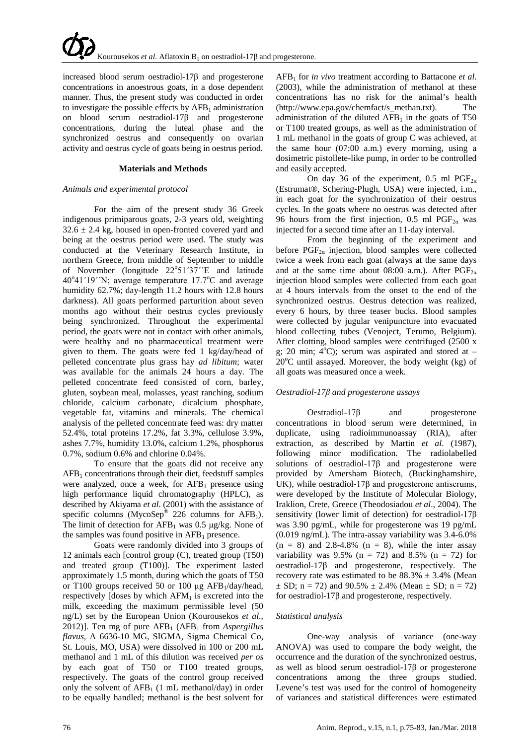increased blood serum oestradiol-17β and progesterone concentrations in anoestrous goats, in a dose dependent manner. Thus, the present study was conducted in order to investigate the possible effects by $AFB_1$ administration on blood serum oestradiol-17β and progesterone concentrations, during the luteal phase and the synchronized oestrus and consequently on ovarian activity and oestrus cycle of goats being in oestrus period.

## Materials and Methods

### *Animals and experimental protocol*

For the aim of the present study 36 Greek indigenous primiparous goats, 2-3 years old, weighting $32.6 \pm 2.4$ kg, housed in open-fronted covered yard and being at the oestrus period were used. The study was conducted at the Veterinary Research Institute, in northern Greece, from middle of September to middle of November (longitude 22°51´37´´E and latitude 40°41´19´´N; average temperature 17.7°C and average humidity 62.7%; day-length 11.2 hours with 12.8 hours darkness). All goats performed parturition about seven months ago without their oestrus cycles previously being synchronized. Throughout the experimental period, the goats were not in contact with other animals, were healthy and no pharmaceutical treatment were given to them. The goats were fed 1 kg/day/head of pelleted concentrate plus grass hay *ad libitum*; water was available for the animals 24 hours a day. The pelleted concentrate feed consisted of corn, barley, gluten, soybean meal, molasses, yeast ranching, sodium chloride, calcium carbonate, dicalcium phosphate, vegetable fat, vitamins and minerals. The chemical analysis of the pelleted concentrate feed was: dry matter 52.4%, total proteins 17.2%, fat 3.3%, cellulose 3.9%, ashes 7.7%, humidity 13.0%, calcium 1.2%, phosphorus 0.7%, sodium 0.6% and chlorine 0.04%.

To ensure that the goats did not receive any $AFB_1$ concentrations through their diet, feedstuff samples were analyzed, once a week, for $AFB_1$ presence using high performance liquid chromatography (HPLC), as described by Akiyama *et al.* (2001) with the assistance of specific columns (MycoSep® 226 columns for $AFB_1$). The limit of detection for $AFB_1$ was 0.5 μg/kg. None of the samples was found positive in $AFB_1$ presence.

Goats were randomly divided into 3 groups of 12 animals each [control group (C), treated group (T50) and treated group (T100)]. The experiment lasted approximately 1.5 month, during which the goats of T50 or T100 groups received 50 or 100 μg $AFB_1$/day/head, respectively [doses by which $AFM_1$ is excreted into the milk, exceeding the maximum permissible level (50 ng/L) set by the European Union (Kourousekos *et al*., 2012)]. Ten mg of pure $AFB_1$ ($AFB_1$ from *Aspergillus flavus*, A 6636-10 MG, SIGMA, Sigma Chemical Co, St. Louis, MO, USA) were dissolved in 100 or 200 mL methanol and 1 mL of this dilution was received *per os* by each goat of T50 or T100 treated groups, respectively. The goats of the control group received only the solvent of $AFB_1$ (1 mL methanol/day) in order to be equally handled; methanol is the best solvent for $AFB_1$ for *in vivo* treatment according to Battacone *et al.* (2003), while the administration of methanol at these concentrations has no risk for the animal's health (http://www.epa.gov/chemfact/s_methan.txt). The administration of the diluted $AFB_1$ in the goats of T50 or T100 treated groups, as well as the administration of 1 mL methanol in the goats of group C was achieved, at the same hour (07:00 a.m.) every morning, using a dosimetric pistollete-like pump, in order to be controlled and easily accepted.

On day 36 of the experiment, 0.5 ml $PGF_{2\alpha}$ (Estrumat®, Schering-Plugh, USA) were injected, i.m., in each goat for the synchronization of their oestrus cycles. In the goats where no oestrus was detected after 96 hours from the first injection, 0.5 ml $PGF_{2\alpha}$ was injected for a second time after an 11-day interval.

From the beginning of the experiment and before $PGF_{2\alpha}$ injection, blood samples were collected twice a week from each goat (always at the same days and at the same time about 08:00 a.m.). After $PGF_{2\alpha}$ injection blood samples were collected from each goat at 4 hours intervals from the onset to the end of the synchronized oestrus. Oestrus detection was realized, every 6 hours, by three teaser bucks. Blood samples were collected by jugular venipuncture into evacuated blood collecting tubes (Venoject, Terumo, Belgium). After clotting, blood samples were centrifuged (2500 x g; 20 min; 4°C); serum was aspirated and stored at – 20°C until assayed. Moreover, the body weight (kg) of all goats was measured once a week.

### *Oestradiol-17β and progesterone assays*

Oestradiol-17β and progesterone concentrations in blood serum were determined, in duplicate, using radioimmunoassay (RIA), after extraction, as described by Martin *et al*. (1987), following minor modification. The radiolabelled solutions of oestradiol-17β and progesterone were provided by Amersham Biotech, (Buckinghamshire, UK), while oestradiol-17β and progesterone antiserums, were developed by the Institute of Molecular Biology, Iraklion, Crete, Greece (Theodosiadou *et al*., 2004). The sensitivity (lower limit of detection) for oestradiol-17β was 3.90 pg/mL, while for progesterone was 19 pg/mL (0.019 ng/mL). The intra-assay variability was 3.4-6.0% ($n = 8$) and 2.8-4.8% ($n = 8$), while the inter assay variability was 9.5% ($n = 72$) and 8.5% ($n = 72$) for oestradiol-17β and progesterone, respectively. The recovery rate was estimated to be $88.3\% \pm 3.4\%$ (Mean ± SD; $n = 72$) and $90.5\% \pm 2.4\%$ (Mean ± SD; $n = 72$) for oestradiol-17β and progesterone, respectively.

### *Statistical analysis*

One-way analysis of variance (one-way ANOVA) was used to compare the body weight, the occurrence and the duration of the synchronized oestrus, as well as blood serum oestradiol-17β or progesterone concentrations among the three groups studied. Levene's test was used for the control of homogeneity of variances and statistical differences were estimated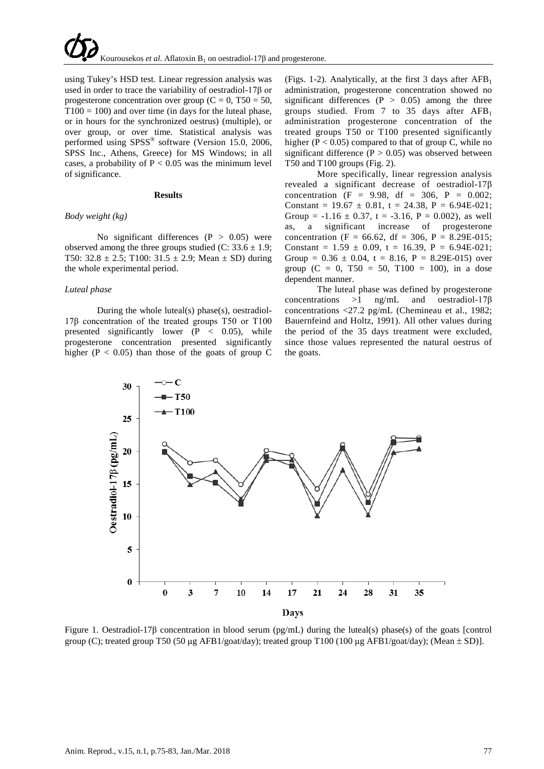using Tukey's HSD test. Linear regression analysis was used in order to trace the variability of oestradiol-17β or progesterone concentration over group (C = 0, T50 = 50, T100 = 100) and over time (in days for the luteal phase, or in hours for the synchronized oestrus) (multiple), or over group, or over time. Statistical analysis was performed using SPSS® software (Version 15.0, 2006, SPSS Inc., Athens, Greece) for MS Windows; in all cases, a probability of $P < 0.05$ was the minimum level of significance.

## Results

### *Body weight (kg)*

No significant differences ($P > 0.05$) were observed among the three groups studied (C: 33.6 ± 1.9; T50: 32.8 ± 2.5; T100: 31.5 ± 2.9; Mean ± SD) during the whole experimental period.

### *Luteal phase*

During the whole luteal(s) phase(s), oestradiol-17β concentration of the treated groups T50 or T100 presented significantly lower ($P < 0.05$), while progesterone concentration presented significantly higher ($P < 0.05$) than those of the goats of group C (Figs. 1-2). Analytically, at the first 3 days after $AFB_1$ administration, progesterone concentration showed no significant differences ($P > 0.05$) among the three groups studied. From 7 to 35 days after $AFB_1$ administration progesterone concentration of the treated groups T50 or T100 presented significantly higher ($P < 0.05$) compared to that of group C, while no significant difference ($P > 0.05$) was observed between T50 and T100 groups (Fig. 2).

More specifically, linear regression analysis revealed a significant decrease of oestradiol-17β concentration (F = 9.98, df = 306, P = 0.002; Constant = 19.67 ± 0.81, t = 24.38, P = 6.94E-021; Group = -1.16 ± 0.37, t = -3.16, P = 0.002), as well as, a significant increase of progesterone concentration (F = 66.62, df = 306, P = 8.29E-015; Constant = 1.59 ± 0.09, t = 16.39, P = 6.94E-021; Group = 0.36 ± 0.04, t = 8.16, P = 8.29E-015) over group (C = 0, T50 = 50, T100 = 100), in a dose dependent manner.

The luteal phase was defined by progesterone concentrations >1 ng/mL and oestradiol-17β concentrations <27.2 pg/mL (Chemineau et al., 1982; Bauernfeind and Holtz, 1991). All other values during the period of the 35 days treatment were excluded, since those values represented the natural oestrus of the goats.

Figure 1. Oestradiol-17β concentration in blood serum (pg/mL) during the luteal(s) phase(s) of the goats [control group (C); treated group T50 (50 μg AFB1/goat/day); treated group T100 (100 μg AFB1/goat/day); (Mean ± SD)].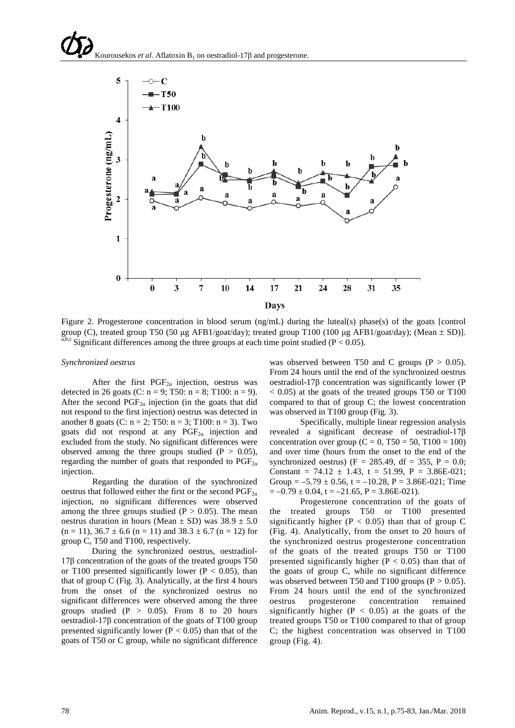Figure 2. Progesterone concentration in blood serum (ng/mL) during the luteal(s) phase(s) of the goats [control group (C), treated group T50 (50 μg AFB1/goat/day); treated group T100 (100 μg AFB1/goat/day); (Mean ± SD)]. [a,b,c] Significant differences among the three groups at each time point studied ($P < 0.05$).

*Synchronized oestrus*

After the first $PGF_{2\alpha}$ injection, oestrus was detected in 26 goats (C: n = 9; T50: n = 8; T100: n = 9). After the second $PGF_{2\alpha}$ injection (in the goats that did not respond to the first injection) oestrus was detected in another 8 goats (C: n = 2; T50: n = 3; T100: n = 3). Two goats did not respond at any $PGF_{2\alpha}$ injection and excluded from the study. No significant differences were observed among the three groups studied ($P > 0.05$), regarding the number of goats that responded to $PGF_{2\alpha}$ injection.

Regarding the duration of the synchronized oestrus that followed either the first or the second $PGF_{2\alpha}$ injection, no significant differences were observed among the three groups studied ($P > 0.05$). The mean oestrus duration in hours (Mean ± SD) was 38.9 ± 5.0 (n = 11), 36.7 ± 6.6 (n = 11) and 38.3 ± 6.7 (n = 12) for group C, T50 and T100, respectively.

During the synchronized oestrus, oestradiol-17β concentration of the goats of the treated groups T50 or T100 presented significantly lower ($P < 0.05$), than that of group C (Fig. 3). Analytically, at the first 4 hours from the onset of the synchronized oestrus no significant differences were observed among the three groups studied ($P > 0.05$). From 8 to 20 hours oestradiol-17β concentration of the goats of T100 group presented significantly lower ($P < 0.05$) than that of the goats of T50 or C group, while no significant difference was observed between T50 and C groups ($P > 0.05$). From 24 hours until the end of the synchronized oestrus oestradiol-17β concentration was significantly lower ($P < 0.05$) at the goats of the treated groups T50 or T100 compared to that of group C; the lowest concentration was observed in T100 group (Fig. 3).

Specifically, multiple linear regression analysis revealed a significant decrease of oestradiol-17β concentration over group (C = 0, T50 = 50, T100 = 100) and over time (hours from the onset to the end of the synchronized oestrus) (F = 285.49, df = 355, P = 0.0; Constant = 74.12 ± 1.43, t = 51.99, P = 3.86E-021; Group = –5.79 ± 0.56, t = –10.28, P = 3.86E-021; Time = –0.79 ± 0.04, t = –21.65, P = 3.86E-021).

Progesterone concentration of the goats of the treated groups T50 or T100 presented significantly higher ($P < 0.05$) than that of group C (Fig. 4). Analytically, from the onset to 20 hours of the synchronized oestrus progesterone concentration of the goats of the treated groups T50 or T100 presented significantly higher ($P < 0.05$) than that of the goats of group C, while no significant difference was observed between T50 and T100 groups ($P > 0.05$). From 24 hours until the end of the synchronized oestrus progesterone concentration remained significantly higher ($P < 0.05$) at the goats of the treated groups T50 or T100 compared to that of group C; the highest concentration was observed in T100 group (Fig. 4).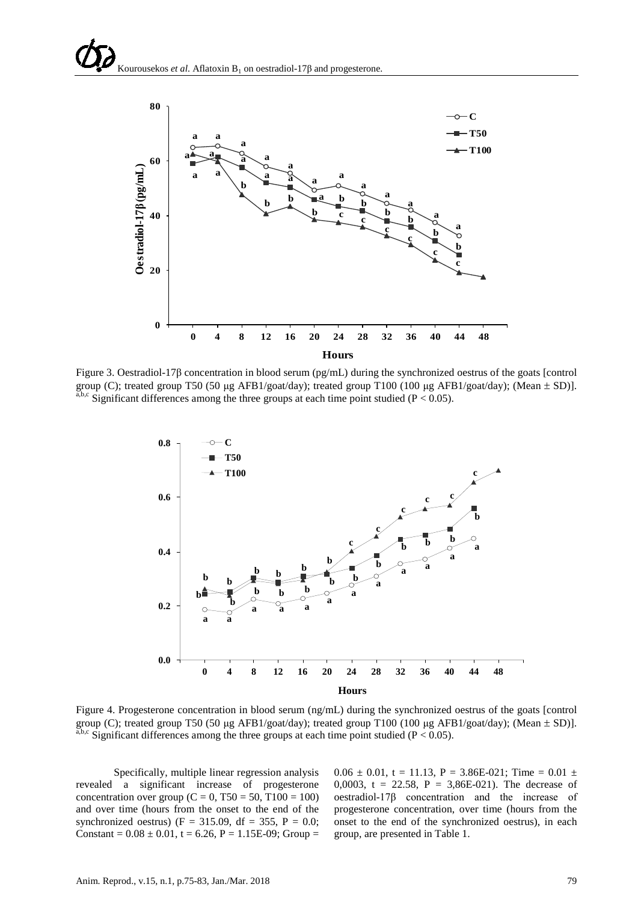Figure 3. Oestradiol-17β concentration in blood serum (pg/mL) during the synchronized oestrus of the goats [control group (C); treated group T50 (50 μg AFB1/goat/day); treated group T100 (100 μg AFB1/goat/day); (Mean ± SD)]. [a,b,c] Significant differences among the three groups at each time point studied ($P < 0.05$).

Figure 4. Progesterone concentration in blood serum (ng/mL) during the synchronized oestrus of the goats [control group (C); treated group T50 (50 μg AFB1/goat/day); treated group T100 (100 μg AFB1/goat/day); (Mean ± SD)]. [a,b,c] Significant differences among the three groups at each time point studied ($P < 0.05$).

Specifically, multiple linear regression analysis revealed a significant increase of progesterone concentration over group (C = 0, T50 = 50, T100 = 100) and over time (hours from the onset to the end of the synchronized oestrus) ($F = 315.09$, $df = 355$, $P = 0.0$; Constant = $0.08 \pm 0.01$, $t = 6.26$, $P = 1.15E-09$; Group = $0.06 \pm 0.01$, $t = 11.13$, $P = 3.86E-021$; Time = $0.01 \pm 0,0003$, $t = 22.58$, $P = 3,86E-021$). The decrease of oestradiol-17β concentration and the increase of progesterone concentration, over time (hours from the onset to the end of the synchronized oestrus), in each group, are presented in Table 1.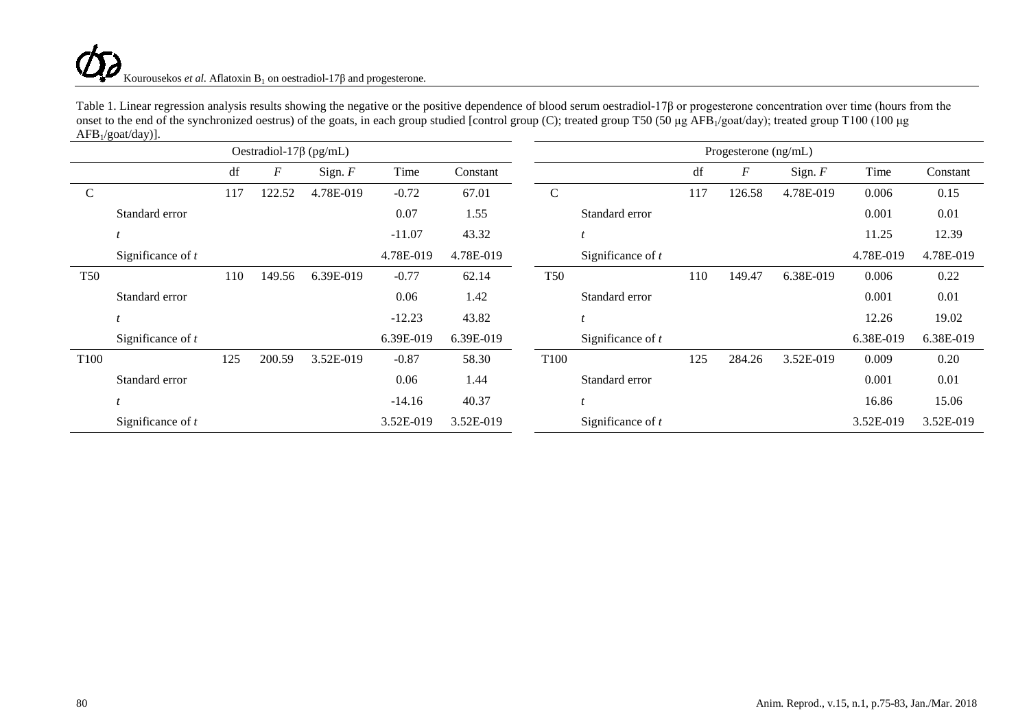Table 1. Linear regression analysis results showing the negative or the positive dependence of blood serum oestradiol-17β or progesterone concentration over time (hours from the onset to the end of the synchronized oestrus) of the goats, in each group studied [control group (C); treated group T50 (50 μg $AFB_1$/goat/day); treated group T100 (100 μg $AFB_1$/goat/day)].

| Oestradiol-17β (pg/mL) | | | | | | | Progesterone (ng/mL) | | | | | | |
|---|---|---|---|---|---|---|---|---|---|---|---|---|---|
| | | df | *F* | Sign. *F* | Time | Constant | | | df | *F* | Sign. *F* | Time | Constant |
| C | | 117 | 122.52 | 4.78E-019 | -0.72 | 67.01 | C | | 117 | 126.58 | 4.78E-019 | 0.006 | 0.15 |
| | Standard error | | | | 0.07 | 1.55 | | Standard error | | | | 0.001 | 0.01 |
| | *t* | | | | -11.07 | 43.32 | | *t* | | | | 11.25 | 12.39 |
| | Significance of *t* | | | | 4.78E-019 | 4.78E-019 | | Significance of *t* | | | | 4.78E-019 | 4.78E-019 |
| T50 | | 110 | 149.56 | 6.39E-019 | -0.77 | 62.14 | T50 | | 110 | 149.47 | 6.38E-019 | 0.006 | 0.22 |
| | Standard error | | | | 0.06 | 1.42 | | Standard error | | | | 0.001 | 0.01 |
| | *t* | | | | -12.23 | 43.82 | | *t* | | | | 12.26 | 19.02 |
| | Significance of *t* | | | | 6.39E-019 | 6.39E-019 | | Significance of *t* | | | | 6.38E-019 | 6.38E-019 |
| T100 | | 125 | 200.59 | 3.52E-019 | -0.87 | 58.30 | T100 | | 125 | 284.26 | 3.52E-019 | 0.009 | 0.20 |
| | Standard error | | | | 0.06 | 1.44 | | Standard error | | | | 0.001 | 0.01 |
| | *t* | | | | -14.16 | 40.37 | | *t* | | | | 16.86 | 15.06 |
| | Significance of *t* | | | | 3.52E-019 | 3.52E-019 | | Significance of *t* | | | | 3.52E-019 | 3.52E-019 |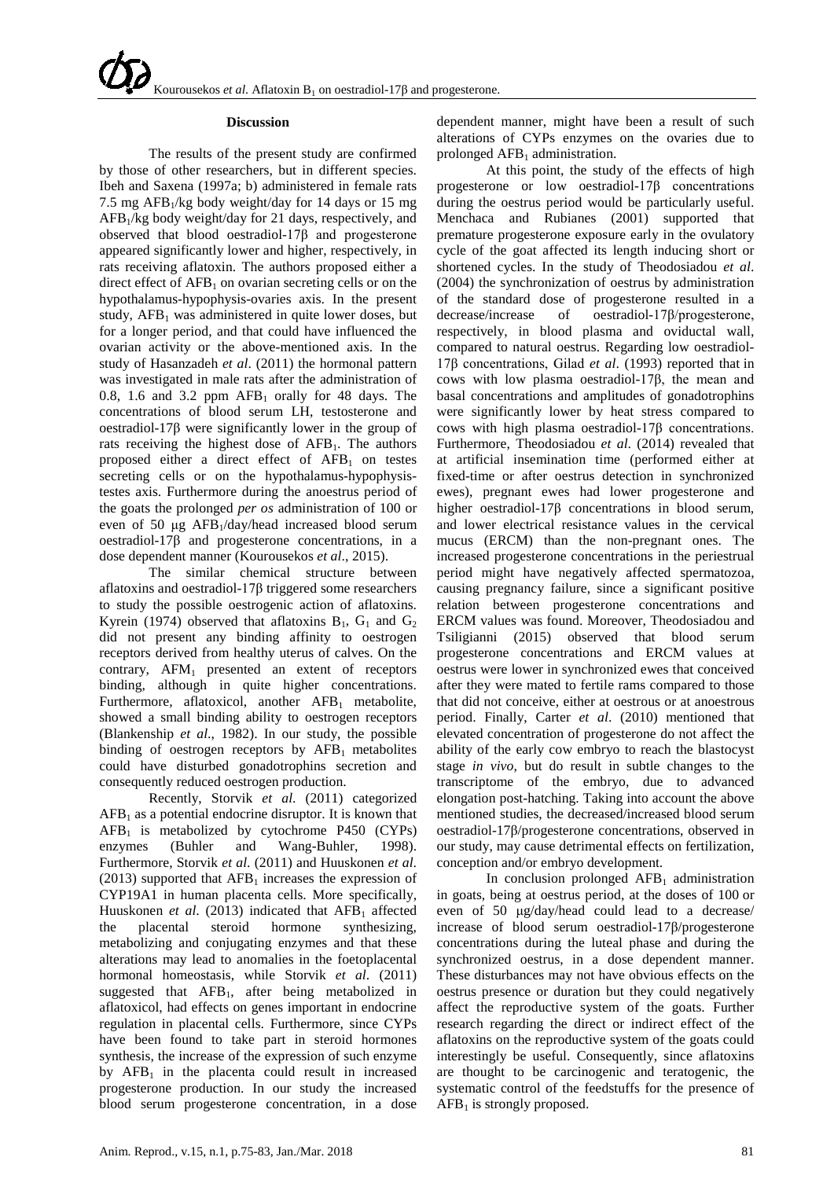## Discussion

The results of the present study are confirmed by those of other researchers, but in different species. Ibeh and Saxena (1997a; b) administered in female rats 7.5 mg $AFB_1$/kg body weight/day for 14 days or 15 mg $AFB_1$/kg body weight/day for 21 days, respectively, and observed that blood oestradiol-17β and progesterone appeared significantly lower and higher, respectively, in rats receiving aflatoxin. The authors proposed either a direct effect of $AFB_1$ on ovarian secreting cells or on the hypothalamus-hypophysis-ovaries axis. In the present study, $AFB_1$ was administered in quite lower doses, but for a longer period, and that could have influenced the ovarian activity or the above-mentioned axis. In the study of Hasanzadeh *et al*. (2011) the hormonal pattern was investigated in male rats after the administration of 0.8, 1.6 and 3.2 ppm $AFB_1$ orally for 48 days. The concentrations of blood serum LH, testosterone and oestradiol-17β were significantly lower in the group of rats receiving the highest dose of $AFB_1$. The authors proposed either a direct effect of $AFB_1$ on testes secreting cells or on the hypothalamus-hypophysis-testes axis. Furthermore during the anoestrus period of the goats the prolonged *per os* administration of 100 or even of 50 μg $AFB_1$/day/head increased blood serum oestradiol-17β and progesterone concentrations, in a dose dependent manner (Kourousekos *et al*., 2015).

The similar chemical structure between aflatoxins and oestradiol-17β triggered some researchers to study the possible oestrogenic action of aflatoxins. Kyrein (1974) observed that aflatoxins $B_1$, $G_1$ and $G_2$ did not present any binding affinity to oestrogen receptors derived from healthy uterus of calves. On the contrary, $AFM_1$ presented an extent of receptors binding, although in quite higher concentrations. Furthermore, aflatoxicol, another $AFB_1$ metabolite, showed a small binding ability to oestrogen receptors (Blankenship *et al*., 1982). In our study, the possible binding of oestrogen receptors by $AFB_1$ metabolites could have disturbed gonadotrophins secretion and consequently reduced oestrogen production.

Recently, Storvik *et al*. (2011) categorized $AFB_1$ as a potential endocrine disruptor. It is known that $AFB_1$ is metabolized by cytochrome P450 (CYPs) enzymes (Buhler and Wang-Buhler, 1998). Furthermore, Storvik *et al*. (2011) and Huuskonen *et al*. (2013) supported that $AFB_1$ increases the expression of CYP19A1 in human placenta cells. More specifically, Huuskonen *et al*. (2013) indicated that $AFB_1$ affected the placental steroid hormone synthesizing, metabolizing and conjugating enzymes and that these alterations may lead to anomalies in the foetoplacental hormonal homeostasis, while Storvik *et al*. (2011) suggested that $AFB_1$, after being metabolized in aflatoxicol, had effects on genes important in endocrine regulation in placental cells. Furthermore, since CYPs have been found to take part in steroid hormones synthesis, the increase of the expression of such enzyme by $AFB_1$ in the placenta could result in increased progesterone production. In our study the increased blood serum progesterone concentration, in a dose dependent manner, might have been a result of such alterations of CYPs enzymes on the ovaries due to prolonged $AFB_1$ administration.

At this point, the study of the effects of high progesterone or low oestradiol-17β concentrations during the oestrus period would be particularly useful. Menchaca and Rubianes (2001) supported that premature progesterone exposure early in the ovulatory cycle of the goat affected its length inducing short or shortened cycles. In the study of Theodosiadou *et al*. (2004) the synchronization of oestrus by administration of the standard dose of progesterone resulted in a decrease/increase of oestradiol-17β/progesterone, respectively, in blood plasma and oviductal wall, compared to natural oestrus. Regarding low oestradiol-17β concentrations, Gilad *et al*. (1993) reported that in cows with low plasma oestradiol-17β, the mean and basal concentrations and amplitudes of gonadotrophins were significantly lower by heat stress compared to cows with high plasma oestradiol-17β concentrations. Furthermore, Theodosiadou *et al*. (2014) revealed that at artificial insemination time (performed either at fixed-time or after oestrus detection in synchronized ewes), pregnant ewes had lower progesterone and higher oestradiol-17β concentrations in blood serum, and lower electrical resistance values in the cervical mucus (ERCM) than the non-pregnant ones. The increased progesterone concentrations in the periestrual period might have negatively affected spermatozoa, causing pregnancy failure, since a significant positive relation between progesterone concentrations and ERCM values was found. Moreover, Theodosiadou and Tsiligianni (2015) observed that blood serum progesterone concentrations and ERCM values at oestrus were lower in synchronized ewes that conceived after they were mated to fertile rams compared to those that did not conceive, either at oestrous or at anoestrous period. Finally, Carter *et al*. (2010) mentioned that elevated concentration of progesterone do not affect the ability of the early cow embryo to reach the blastocyst stage *in vivo*, but do result in subtle changes to the transcriptome of the embryo, due to advanced elongation post-hatching. Taking into account the above mentioned studies, the decreased/increased blood serum oestradiol-17β/progesterone concentrations, observed in our study, may cause detrimental effects on fertilization, conception and/or embryo development.

In conclusion prolonged $AFB_1$ administration in goats, being at oestrus period, at the doses of 100 or even of 50 μg/day/head could lead to a decrease/ increase of blood serum oestradiol-17β/progesterone concentrations during the luteal phase and during the synchronized oestrus, in a dose dependent manner. These disturbances may not have obvious effects on the oestrus presence or duration but they could negatively affect the reproductive system of the goats. Further research regarding the direct or indirect effect of the aflatoxins on the reproductive system of the goats could interestingly be useful. Consequently, since aflatoxins are thought to be carcinogenic and teratogenic, the systematic control of the feedstuffs for the presence of $AFB_1$ is strongly proposed.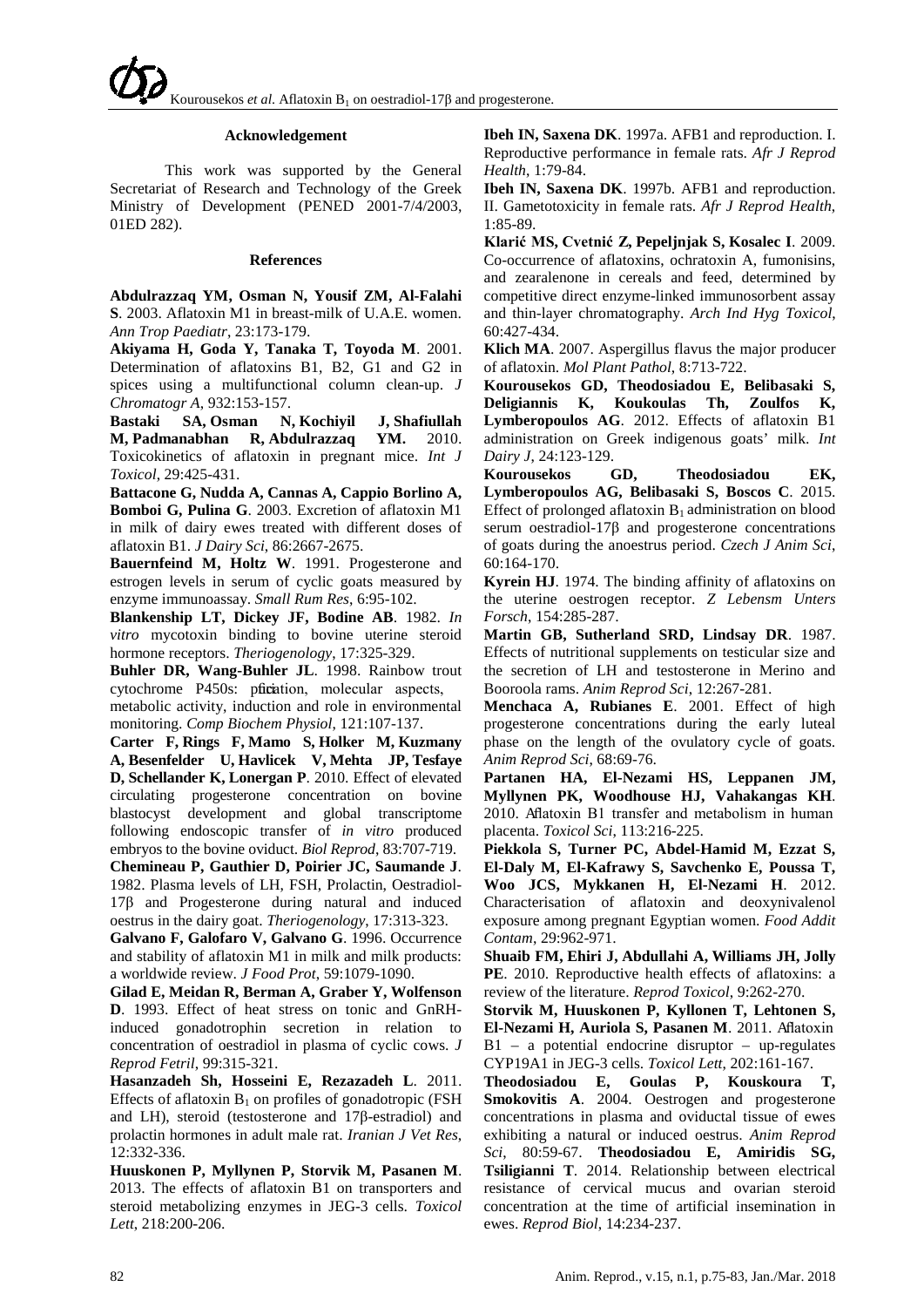## Acknowledgement

This work was supported by the General Secretariat of Research and Technology of the Greek Ministry of Development (PENED 2001-7/4/2003, 01ED 282).

## References

**Abdulrazzaq YM, Osman N, Yousif ZM, Al-Falahi S**. 2003. Aflatoxin M1 in breast-milk of U.A.E. women. *Ann Trop Paediatr*, 23:173-179.

**Akiyama H, Goda Y, Tanaka T, Toyoda M**. 2001. Determination of aflatoxins B1, B2, G1 and G2 in spices using a multifunctional column clean-up. *J Chromatogr A*, 932:153-157.

**Bastaki SA, Osman N, Kochiyil J, Shafiullah M, Padmanabhan R, Abdulrazzaq YM.** 2010. Toxicokinetics of aflatoxin in pregnant mice. *Int J Toxicol*, 29:425-431.

**Battacone G, Nudda A, Cannas A, Cappio Borlino A, Bomboi G, Pulina G**. 2003. Excretion of aflatoxin M1 in milk of dairy ewes treated with different doses of aflatoxin B1. *J Dairy Sci*, 86:2667-2675.

**Bauernfeind M, Holtz W**. 1991. Progesterone and estrogen levels in serum of cyclic goats measured by enzyme immunoassay. *Small Rum Res*, 6:95-102.

**Blankenship LT, Dickey JF, Bodine AB**. 1982. *In vitro* mycotoxin binding to bovine uterine steroid hormone receptors. *Theriogenology*, 17:325-329.

**Buhler DR, Wang-Buhler JL**. 1998. Rainbow trout cytochrome P450s: purification, molecular aspects, metabolic activity, induction and role in environmental monitoring. *Comp Biochem Physiol*, 121:107-137.

**Carter F, Rings F, Mamo S, Holker M, Kuzmany A, Besenfelder U, Havlicek V, Mehta JP, Tesfaye D, Schellander K, Lonergan P**. 2010. Effect of elevated circulating progesterone concentration on bovine blastocyst development and global transcriptome following endoscopic transfer of *in vitro* produced embryos to the bovine oviduct. *Biol Reprod*, 83:707-719.

**Chemineau P, Gauthier D, Poirier JC, Saumande J**. 1982. Plasma levels of LH, FSH, Prolactin, Oestradiol-17β and Progesterone during natural and induced oestrus in the dairy goat. *Theriogenology*, 17:313-323.

**Galvano F, Galofaro V, Galvano G**. 1996. Occurrence and stability of aflatoxin M1 in milk and milk products: a worldwide review. *J Food Prot*, 59:1079-1090.

**Gilad E, Meidan R, Berman A, Graber Y, Wolfenson D**. 1993. Effect of heat stress on tonic and GnRH-induced gonadotrophin secretion in relation to concentration of oestradiol in plasma of cyclic cows. *J Reprod Fetril*, 99:315-321.

**Hasanzadeh Sh, Hosseini E, Rezazadeh L**. 2011. Effects of aflatoxin $B_1$ on profiles of gonadotropic (FSH and LH), steroid (testosterone and 17β-estradiol) and prolactin hormones in adult male rat. *Iranian J Vet Res*, 12:332-336.

**Huuskonen P, Myllynen P, Storvik M, Pasanen M**. 2013. The effects of aflatoxin B1 on transporters and steroid metabolizing enzymes in JEG-3 cells. *Toxicol Lett*, 218:200-206.

**Ibeh IN, Saxena DK**. 1997a. AFB1 and reproduction. I. Reproductive performance in female rats. *Afr J Reprod Health*, 1:79-84.

**Ibeh IN, Saxena DK**. 1997b. AFB1 and reproduction. II. Gametotoxicity in female rats. *Afr J Reprod Health*, 1:85-89.

**Klarić MS, Cvetnić Z, Pepeljnjak S, Kosalec I**. 2009. Co-occurrence of aflatoxins, ochratoxin A, fumonisins, and zearalenone in cereals and feed, determined by competitive direct enzyme-linked immunosorbent assay and thin-layer chromatography. *Arch Ind Hyg Toxicol*, 60:427-434.

**Klich MA**. 2007. Aspergillus flavus the major producer of aflatoxin. *Mol Plant Pathol*, 8:713-722.

**Kourousekos GD, Theodosiadou E, Belibasaki S, Deligiannis K, Koukoulas Th, Zoulfos K, Lymberopoulos AG**. 2012. Effects of aflatoxin B1 administration on Greek indigenous goats' milk. *Int Dairy J*, 24:123-129.

**Kourousekos GD, Theodosiadou EK, Lymberopoulos AG, Belibasaki S, Boscos C**. 2015. Effect of prolonged aflatoxin $B_1$ administration on blood serum oestradiol-17β and progesterone concentrations of goats during the anoestrus period. *Czech J Anim Sci*, 60:164-170.

**Kyrein HJ**. 1974. The binding affinity of aflatoxins on the uterine oestrogen receptor. *Z Lebensm Unters Forsch*, 154:285-287.

**Martin GB, Sutherland SRD, Lindsay DR**. 1987. Effects of nutritional supplements on testicular size and the secretion of LH and testosterone in Merino and Booroola rams. *Anim Reprod Sci*, 12:267-281.

**Menchaca A, Rubianes E**. 2001. Effect of high progesterone concentrations during the early luteal phase on the length of the ovulatory cycle of goats. *Anim Reprod Sci*, 68:69-76.

**Partanen HA, El-Nezami HS, Leppanen JM, Myllynen PK, Woodhouse HJ, Vahakangas KH**. 2010. Aflatoxin B1 transfer and metabolism in human placenta. *Toxicol Sci*, 113:216-225.

**Piekkola S, Turner PC, Abdel-Hamid M, Ezzat S, El-Daly M, El-Kafrawy S, Savchenko E, Poussa T, Woo JCS, Mykkanen H, El-Nezami H**. 2012. Characterisation of aflatoxin and deoxynivalenol exposure among pregnant Egyptian women. *Food Addit Contam*, 29:962-971.

**Shuaib FM, Ehiri J, Abdullahi A, Williams JH, Jolly PE**. 2010. Reproductive health effects of aflatoxins: a review of the literature. *Reprod Toxicol*, 9:262-270.

**Storvik M, Huuskonen P, Kyllonen T, Lehtonen S, El-Nezami H, Auriola S, Pasanen M**. 2011. Aflatoxin B1 – a potential endocrine disruptor – up-regulates CYP19A1 in JEG-3 cells. *Toxicol Lett*, 202:161-167.

**Theodosiadou E, Goulas P, Kouskoura T, Smokovitis A**. 2004. Oestrogen and progesterone concentrations in plasma and oviductal tissue of ewes exhibiting a natural or induced oestrus. *Anim Reprod Sci*, 80:59-67.

**Theodosiadou E, Amiridis SG, Tsiligianni T**. 2014. Relationship between electrical resistance of cervical mucus and ovarian steroid concentration at the time of artificial insemination in ewes. *Reprod Biol*, 14:234-237.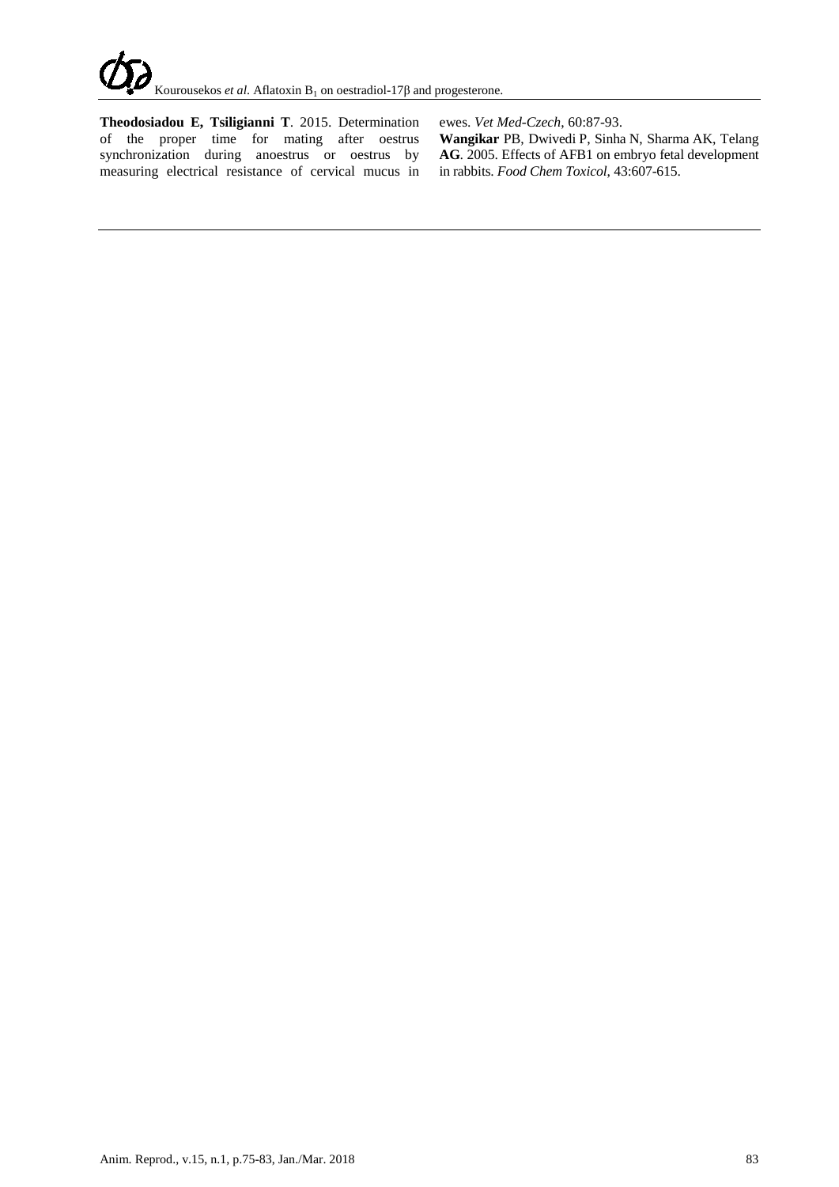**Theodosiadou E, Tsiligianni T**. 2015. Determination of the proper time for mating after oestrus synchronization during anoestrus or oestrus by measuring electrical resistance of cervical mucus in ewes. *Vet Med-Czech*, 60:87-93.

**Wangikar** PB, Dwivedi P, Sinha N, Sharma AK, Telang **AG**. 2005. Effects of AFB1 on embryo fetal development in rabbits. *Food Chem Toxicol*, 43:607-615.